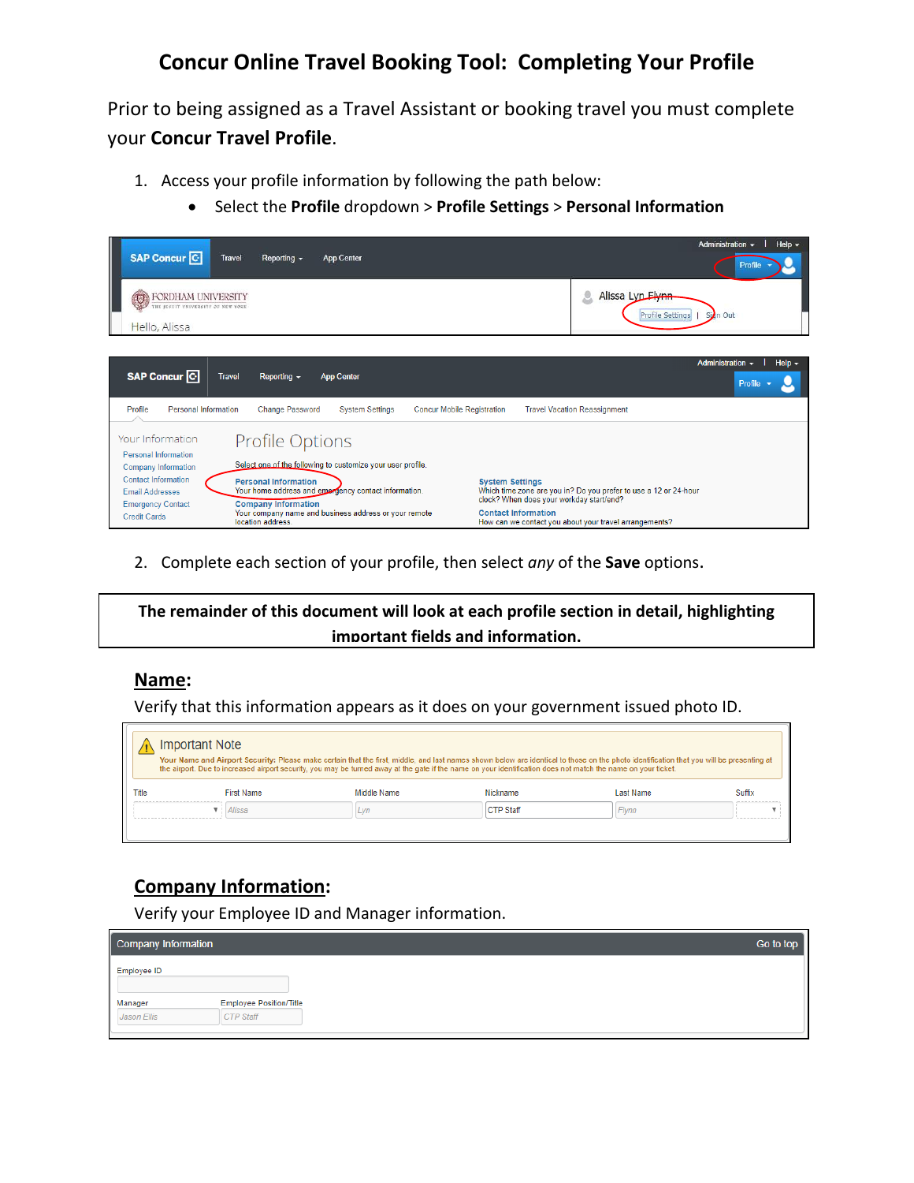# Concur Online Travel Booking Tool: Completing Your Profile

Prior to being assigned as a Travel Assistant or booking travel you must complete your **Concur Travel Profile**.

1. Access your profile information by following the path below:
   - Select the **Profile** dropdown > **Profile Settings** > **Personal Information**

2. Complete each section of your profile, then select *any* of the **Save** options.

**The remainder of this document will look at each profile section in detail, highlighting important fields and information.**

## Name:

Verify that this information appears as it does on your government issued photo ID.

## Company Information:

Verify your Employee ID and Manager information.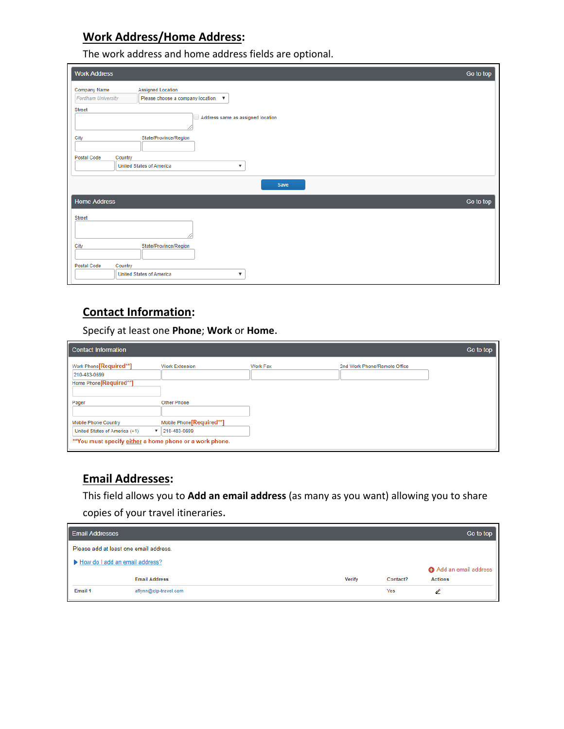## Work Address/Home Address:

The work address and home address fields are optional.

**Work Address** — Go to top

Company Name: Fordham University
Assigned Location: Please choose a company location.

Street

☐ Address same as assigned location

City

State/Province/Region

Postal Code

Country: United States of America

Save

**Home Address** — Go to top

Street

City

State/Province/Region

Postal Code

Country: United States of America

## Contact Information:

Specify at least one **Phone**; **Work** or **Home**.

**Contact Information** — Go to top

Work Phone[Required**]: 210-483-0699
Work Extension
Work Fax
2nd Work Phone/Remote Office

Home Phone[Required**]

Pager
Other Phone

Mobile Phone Country: United States of America (+1)
Mobile Phone[Required**]: 210-483-0699

**You must specify either a home phone or a work phone.

## Email Addresses:

This field allows you to **Add an email address** (as many as you want) allowing you to share copies of your travel itineraries.

**Email Addresses** — Go to top

Please add at least one email address.

How do I add an email address?

Add an email address

| | Email Address | Verify | Contact? | Actions |
|---|---|---|---|---|
| Email 1 | aflynn@ctp-travel.com | | Yes | |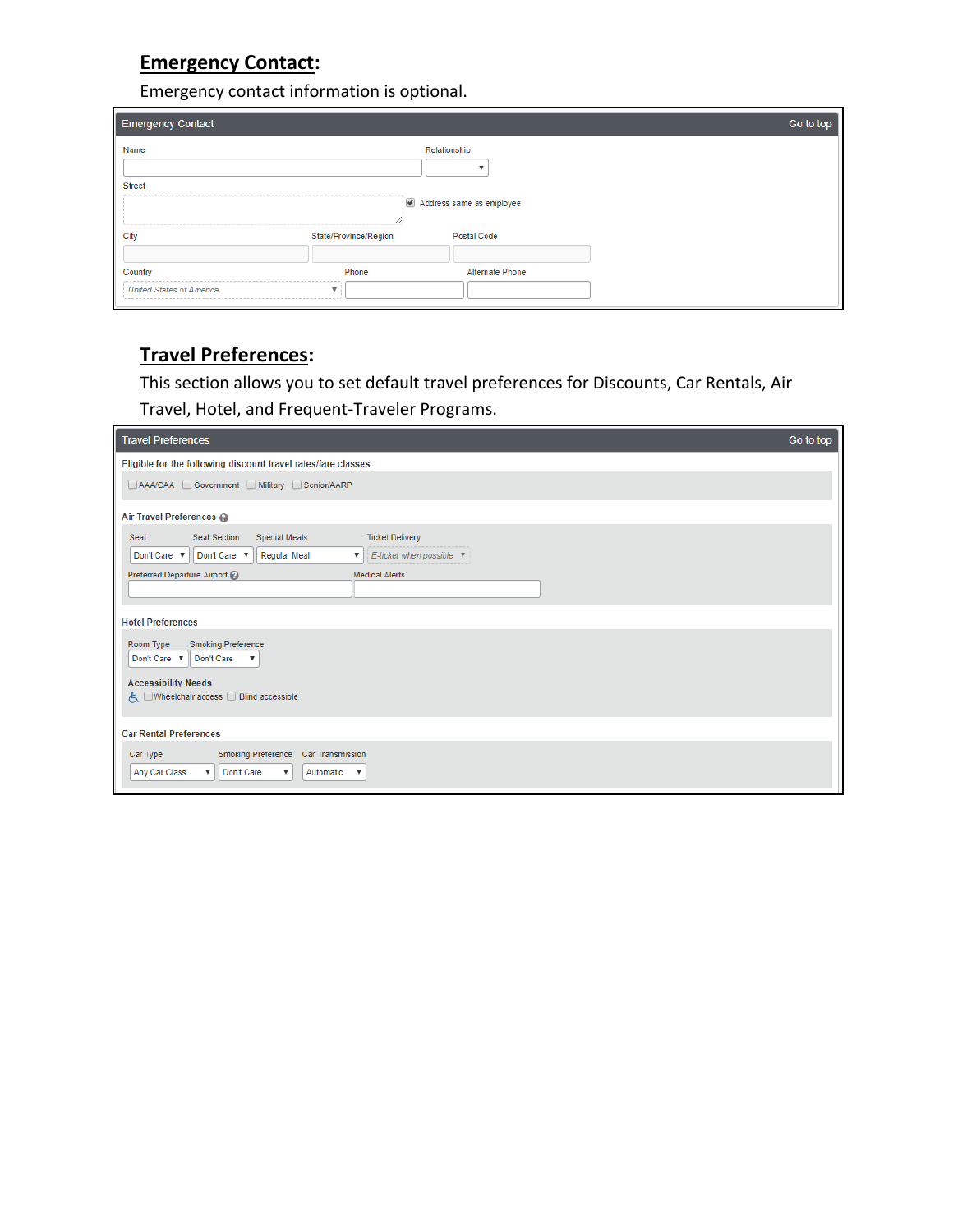## Emergency Contact:

Emergency contact information is optional.

**Emergency Contact** — Go to top

- Name
- Relationship
- Street
- [x] Address same as employee
- City
- State/Province/Region
- Postal Code
- Country: *United States of America*
- Phone
- Alternate Phone

## Travel Preferences:

This section allows you to set default travel preferences for Discounts, Car Rentals, Air Travel, Hotel, and Frequent-Traveler Programs.

**Travel Preferences** — Go to top

Eligible for the following discount travel rates/fare classes

- [ ] AAA/CAA
- [ ] Government
- [ ] Military
- [ ] Senior/AARP

Air Travel Preferences

- Seat: Don't Care
- Seat Section: Dont Care
- Special Meals: Regular Meal
- Ticket Delivery: *E-ticket when possible*
- Preferred Departure Airport
- Medical Alerts

Hotel Preferences

- Room Type: Dont Care
- Smoking Preference: Don't Care

Accessibility Needs

- [ ] Wheelchair access
- [ ] Blind accessible

Car Rental Preferences

- Car Type: Any Car Class
- Smoking Preference: Dont Care
- Car Transmission: Automatic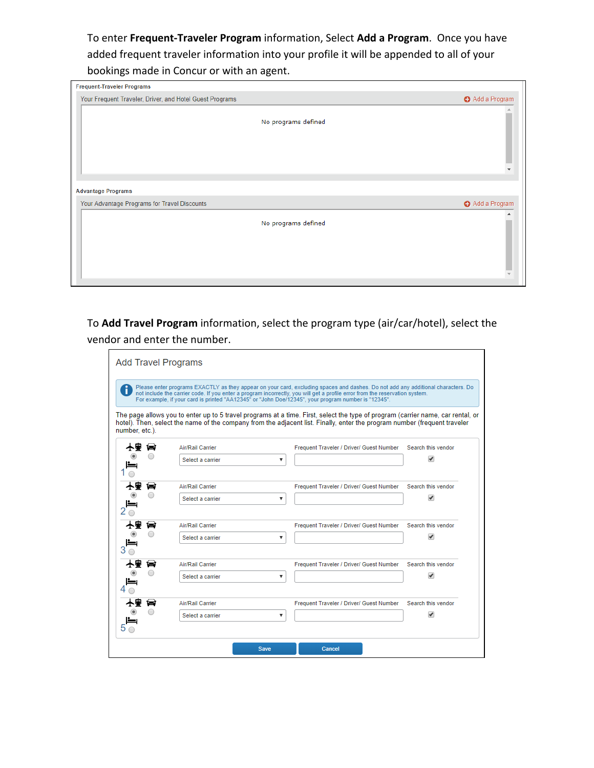To enter **Frequent-Traveler Program** information, Select **Add a Program**. Once you have added frequent traveler information into your profile it will be appended to all of your bookings made in Concur or with an agent.

**Frequent-Traveler Programs**

Your Frequent Traveler, Driver, and Hotel Guest Programs — Add a Program

No programs defined

**Advantage Programs**

Your Advantage Programs for Travel Discounts — Add a Program

No programs defined

To **Add Travel Program** information, select the program type (air/car/hotel), select the vendor and enter the number.

## Add Travel Programs

Please enter programs EXACTLY as they appear on your card, excluding spaces and dashes. Do not add any additional characters. Do not include the carrier code. If you enter a program incorrectly, you will get a profile error from the reservation system. For example, if your card is printed "AA12345" or "John Doe/12345", your program number is "12345".

The page allows you to enter up to 5 travel programs at a time. First, select the type of program (carrier name, car rental, or hotel). Then, select the name of the company from the adjacent list. Finally, enter the program number (frequent traveler number, etc.).

| # | Air/Rail Carrier | Frequent Traveler / Driver/ Guest Number | Search this vendor |
|---|---|---|---|
| 1 | Select a carrier | | ✔ |
| 2 | Select a carrier | | ✔ |
| 3 | Select a carrier | | ✔ |
| 4 | Select a carrier | | ✔ |
| 5 | Select a carrier | | ✔ |

Save | Cancel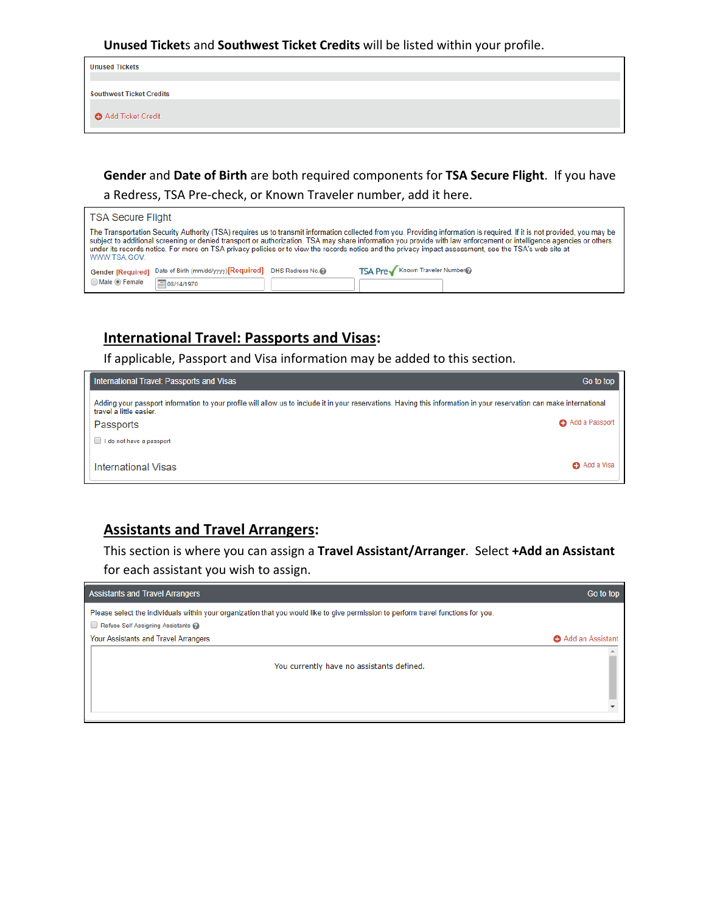**Unused Tickets** and **Southwest Ticket Credits** will be listed within your profile.

Unused Tickets

Southwest Ticket Credits

Add Ticket Credit

**Gender** and **Date of Birth** are both required components for **TSA Secure Flight**. If you have a Redress, TSA Pre-check, or Known Traveler number, add it here.

TSA Secure Flight

The Transportation Security Authority (TSA) requires us to transmit information collected from you. Providing information is required. If it is not provided, you may be subject to additional screening or denied transport or authorization. TSA may share information you provide with law enforcement or intelligence agencies or others under its records notice. For more on TSA privacy policies or to view the records notice and the privacy impact assessment, see the TSA's web site at WWW.TSA.GOV.

Gender [Required] Male Female | Date of Birth (mm/dd/yyyy) [Required] 08/14/1970 | DHS Redress No. | TSA Pre✓ Known Traveler Number

## International Travel: Passports and Visas:

If applicable, Passport and Visa information may be added to this section.

International Travel: Passports and Visas — Go to top

Adding your passport information to your profile will allow us to include it in your reservations. Having this information in your reservation can make international travel a little easier.

Passports — Add a Passport

I do not have a passport

International Visas — Add a Visa

## Assistants and Travel Arrangers:

This section is where you can assign a **Travel Assistant/Arranger**. Select **+Add an Assistant** for each assistant you wish to assign.

Assistants and Travel Arrangers — Go to top

Please select the individuals within your organization that you would like to give permission to perform travel functions for you.

Refuse Self Assigning Assistants

Your Assistants and Travel Arrangers — Add an Assistant

You currently have no assistants defined.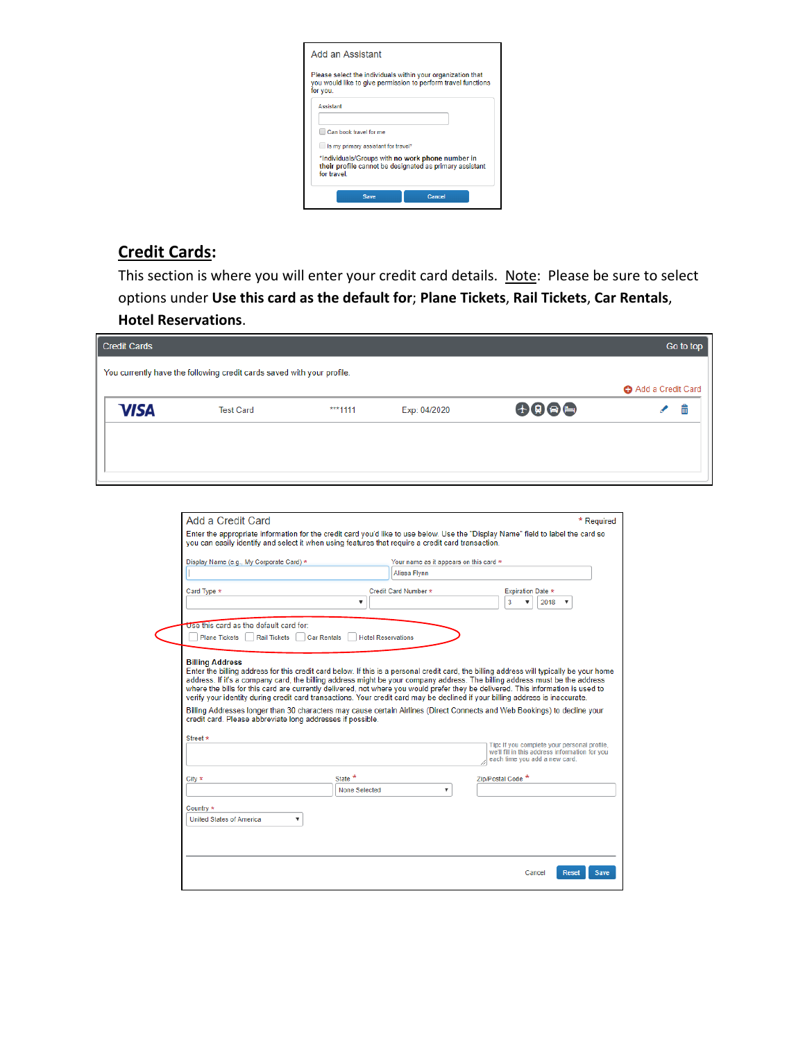Add an Assistant

Please select the individuals within your organization that you would like to give permission to perform travel functions for you.

Assistant

Can book travel for me

Is my primary assistant for travel*

*Individuals/Groups with **no work phone number** in their profile cannot be designated as primary assistant for travel.

Save Cancel

## Credit Cards:

This section is where you will enter your credit card details. Note: Please be sure to select options under **Use this card as the default for**; **Plane Tickets**, **Rail Tickets**, **Car Rentals**, **Hotel Reservations**.

Credit Cards Go to top

You currently have the following credit cards saved with your profile.

Add a Credit Card

VISA Test Card ***1111 Exp: 04/2020

Add a Credit Card * Required

Enter the appropriate information for the credit card you'd like to use below. Use the "Display Name" field to label the card so you can easily identify and select it when using features that require a credit card transaction.

Display Name (e.g., My Corporate Card) *

Your name as it appears on this card * Alissa Flynn

Card Type *

Credit Card Number *

Expiration Date * 3 2018

Use this card as the default for:

Plane Tickets Rail Tickets Car Rentals Hotel Reservations

**Billing Address**

Enter the billing address for this credit card below. If this is a personal credit card, the billing address will typically be your home address. If it's a company card, the billing address might be your company address. The billing address must be the address where the bills for this card are currently delivered, not where you would prefer they be delivered. This information is used to verify your identity during credit card transactions. Your credit card may be declined if your billing address is inaccurate.

Billing Addresses longer than 30 characters may cause certain Airlines (Direct Connects and Web Bookings) to decline your credit card. Please abbreviate long addresses if possible.

Street *

Tip: If you complete your personal profile, we'll fill in this address information for you each time you add a new card.

City *

State * None Selected

Zip/Postal Code *

Country * United States of America

Cancel Reset Save